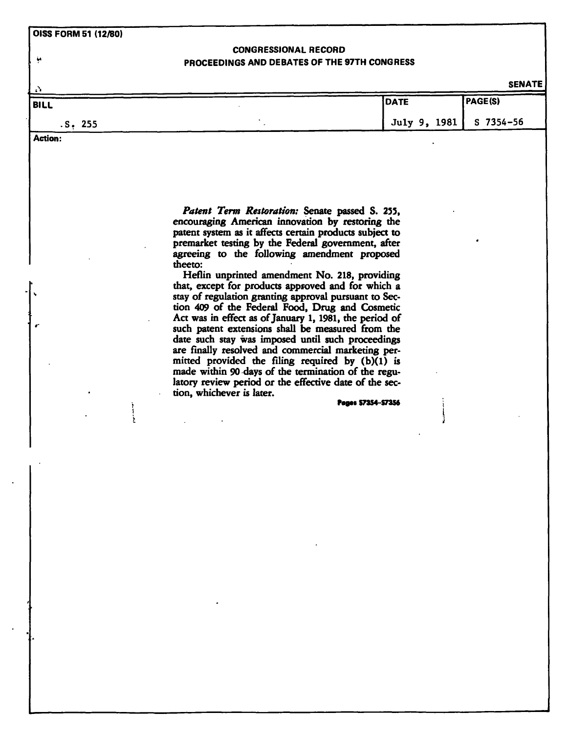OISS FORM 51 (12/80)

**CONGRESSIONAL RECORD**
**PROCEEDINGS AND DEBATES OF THE 97TH CONGRESS**

**SENATE**

| BILL | DATE | PAGE(S) |
|---|---|---|
| S. 255 | July 9, 1981 | S 7354-56 |

**Action:**

*Patent Term Restoration:* Senate passed S. 255, encouraging American innovation by restoring the patent system as it affects certain products subject to premarket testing by the Federal government, after agreeing to the following amendment proposed theeto:

Heflin unprinted amendment No. 218, providing that, except for products approved and for which a stay of regulation granting approval pursuant to Section 409 of the Federal Food, Drug and Cosmetic Act was in effect as of January 1, 1981, the period of such patent extensions shall be measured from the date such stay was imposed until such proceedings are finally resolved and commercial marketing permitted provided the filing required by (b)(1) is made within 90 days of the termination of the regulatory review period or the effective date of the section, whichever is later.

Pages S7354-S7356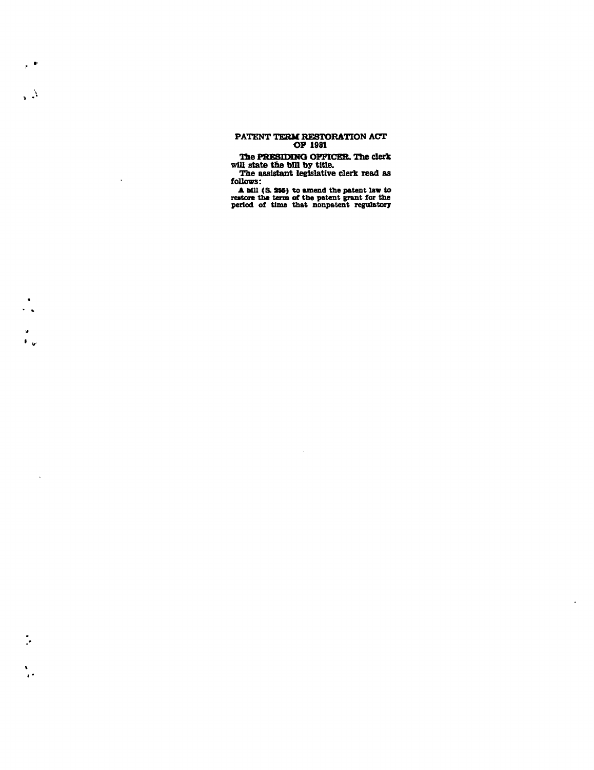## PATENT TERM RESTORATION ACT OF 1981

The **PRESIDING OFFICER**. The clerk will state the bill by title.

The assistant legislative clerk read as follows:

A bill (S. 255) to amend the patent law to restore the term of the patent grant for the period of time that nonpatent regulatory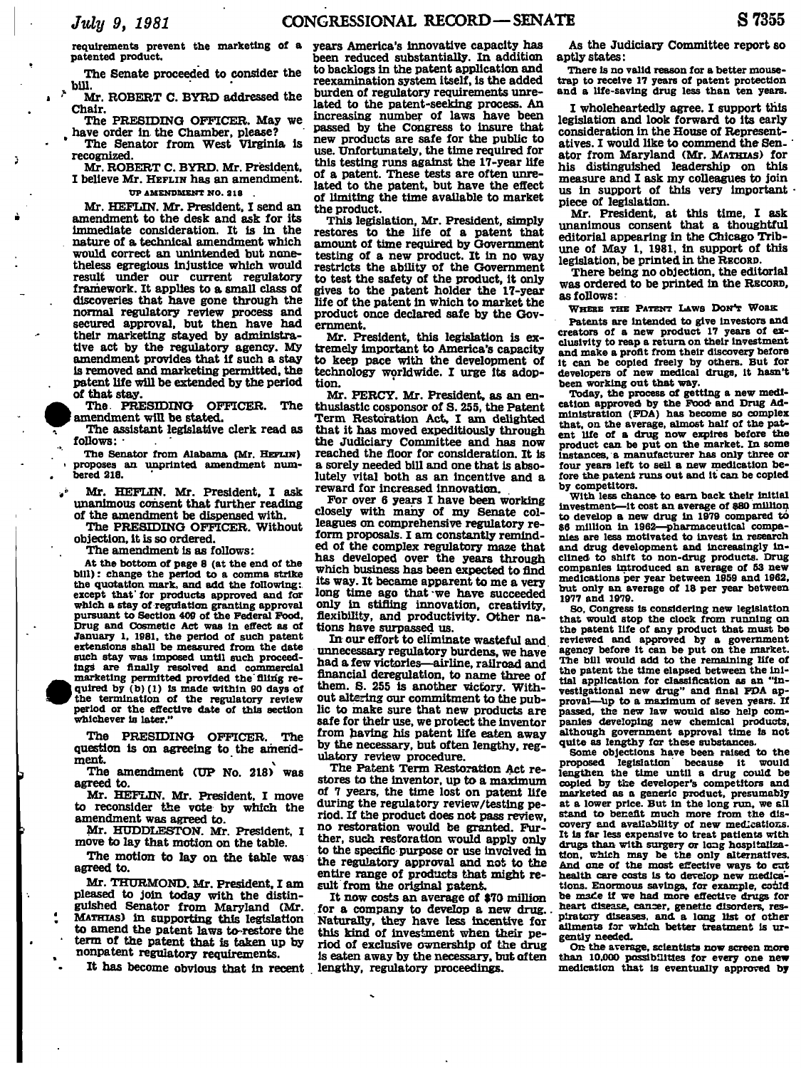requirements prevent the marketing of a patented product.

The Senate proceeded to consider the bill.

Mr. ROBERT C. BYRD addressed the Chair.

The PRESIDING OFFICER. May we have order in the Chamber, please?

The Senator from West Virginia is recognized.

Mr. ROBERT C. BYRD. Mr. President, I believe Mr. HEFLIN has an amendment.

UP AMENDMENT NO. 218

Mr. HEFLIN. Mr. President, I send an amendment to the desk and ask for its immediate consideration. It is in the nature of a technical amendment which would correct an unintended but nonetheless egregious injustice which would result under our current regulatory framework. It applies to a small class of discoveries that have gone through the normal regulatory review process and secured approval, but then have had their marketing stayed by administrative act by the regulatory agency. My amendment provides that if such a stay is removed and marketing permitted, the patent life will be extended by the period of that stay.

The PRESIDING OFFICER. The amendment will be stated.

The assistant legislative clerk read as follows:

The Senator from Alabama (Mr. HEFLIN) proposes an unprinted amendment numbered 218.

Mr. HEFLIN. Mr. President, I ask unanimous consent that further reading of the amendment be dispensed with.

The PRESIDING OFFICER. Without objection, it is so ordered.

The amendment is as follows:

At the bottom of page 8 (at the end of the bill): change the period to a comma strike the quotation mark, and add the following: except that for products approved and for which a stay of regulation granting approval pursuant to Section 409 of the Federal Food, Drug and Cosmetic Act was in effect as of January 1, 1981, the period of such patent extensions shall be measured from the date such stay was imposed until such proceedings are finally resolved and commercial marketing permitted provided the filing required by (b)(1) is made within 90 days of the termination of the regulatory review period or the effective date of this section whichever is later."

The PRESIDING OFFICER. The question is on agreeing to the amendment.

The amendment (UP No. 218) was agreed to.

Mr. HEFLIN. Mr. President, I move to reconsider the vote by which the amendment was agreed to.

Mr. HUDDLESTON. Mr. President, I move to lay that motion on the table.

The motion to lay on the table was agreed to.

Mr. THURMOND. Mr. President, I am pleased to join today with the distinguished Senator from Maryland (Mr. MATHIAS) in supporting this legislation to amend the patent laws to restore the term of the patent that is taken up by nonpatent regulatory requirements.

It has become obvious that in recent years America's innovative capacity has been reduced substantially. In addition to backlogs in the patent application and reexamination system itself, is the added burden of regulatory requirements unrelated to the patent-seeking process. An increasing number of laws have been passed by the Congress to insure that new products are safe for the public to use. Unfortunately, the time required for this testing runs against the 17-year life of a patent. These tests are often unrelated to the patent, but have the effect of limiting the time available to market the product.

This legislation, Mr. President, simply restores to the life of a patent that amount of time required by Government testing of a new product. It in no way restricts the ability of the Government to test the safety of the product, it only gives to the patent holder the 17-year life of the patent in which to market the product once declared safe by the Government.

Mr. President, this legislation is extremely important to America's capacity to keep pace with the development of technology worldwide. I urge its adoption.

Mr. PERCY. Mr. President, as an enthusiastic cosponsor of S. 255, the Patent Term Restoration Act, I am delighted that it has moved expeditiously through the Judiciary Committee and has now reached the floor for consideration. It is a sorely needed bill and one that is absolutely vital both as an incentive and a reward for increased innovation.

For over 6 years I have been working closely with many of my Senate colleagues on comprehensive regulatory reform proposals. I am constantly reminded of the complex regulatory maze that has developed over the years through which business has been expected to find its way. It became apparent to me a very long time ago that we have succeeded only in stifling innovation, creativity, flexibility, and productivity. Other nations have surpassed us.

In our effort to eliminate wasteful and unnecessary regulatory burdens, we have had a few victories—airline, railroad and financial deregulation, to name three of them. S. 255 is another victory. Without altering our commitment to the public to make sure that new products are safe for their use, we protect the inventor from having his patent life eaten away by the necessary, but often lengthy, regulatory review procedure.

The Patent Term Restoration Act restores to the inventor, up to a maximum of 7 years, the time lost on patent life during the regulatory review/testing period. If the product does not pass review, no restoration would be granted. Further, such restoration would apply only to the specific purpose or use involved in the regulatory approval and not to the entire range of products that might result from the original patent.

It now costs an average of $70 million for a company to develop a new drug. Naturally, they have less incentive for this kind of investment when their period of exclusive ownership of the drug is eaten away by the necessary, but often lengthy, regulatory proceedings.

As the Judiciary Committee report so aptly states:

There is no valid reason for a better mousetrap to receive 17 years of patent protection and a life-saving drug less than ten years.

I wholeheartedly agree. I support this legislation and look forward to its early consideration in the House of Representatives. I would like to commend the Senator from Maryland (Mr. MATHIAS) for his distinguished leadership on this measure and I ask my colleagues to join us in support of this very important piece of legislation.

Mr. President, at this time, I ask unanimous consent that a thoughtful editorial appearing in the Chicago Tribune of May 1, 1981, in support of this legislation, be printed in the RECORD.

There being no objection, the editorial was ordered to be printed in the RECORD, as follows:

WHERE THE PATENT LAWS DON'T WORK

Patents are intended to give investors and creators of a new product 17 years of exclusivity to reap a return on their investment and make a profit from their discovery before it can be copied freely by others. But for developers of new medical drugs, it hasn't been working out that way.

Today, the process of getting a new medication approved by the Food and Drug Administration (FDA) has become so complex that, on the average, almost half of the patent life of a drug now expires before the product can be put on the market. In some instances, a manufacturer has only three or four years left to sell a new medication before the patent runs out and it can be copied by competitors.

With less chance to earn back their initial investment—it cost an average of $80 million to develop a new drug in 1979 compared to $6 million in 1962—pharmaceutical companies are less motivated to invest in research and drug development and increasingly inclined to shift to non-drug products. Drug companies introduced an average of 53 new medications per year between 1959 and 1962, but only an average of 18 per year between 1977 and 1979.

So, Congress is considering new legislation that would stop the clock from running on the patent life of any product that must be reviewed and approved by a government agency before it can be put on the market. The bill would add to the remaining life of the patent the time elapsed between the initial application for classification as an "investigational new drug" and final FDA approval—up to a maximum of seven years. If passed, the new law would also help companies developing new chemical products, although government approval time is not quite as lengthy for these substances.

Some objections have been raised to the proposed legislation because it would lengthen the time until a drug could be copied by the developer's competitors and marketed as a generic product, presumably at a lower price. But in the long run, we all stand to benefit much more from the discovery and availability of new medications. It is far less expensive to treat patients with drugs than with surgery or long hospitalization, which may be the only alternatives. And one of the most effective ways to cut health care costs is to develop new medications. Enormous savings, for example, could be made if we had more effective drugs for heart disease, cancer, genetic disorders, respiratory diseases, and a long list of other ailments for which better treatment is urgently needed.

On the average, scientists now screen more than 10,000 possibilities for every one new medication that is eventually approved by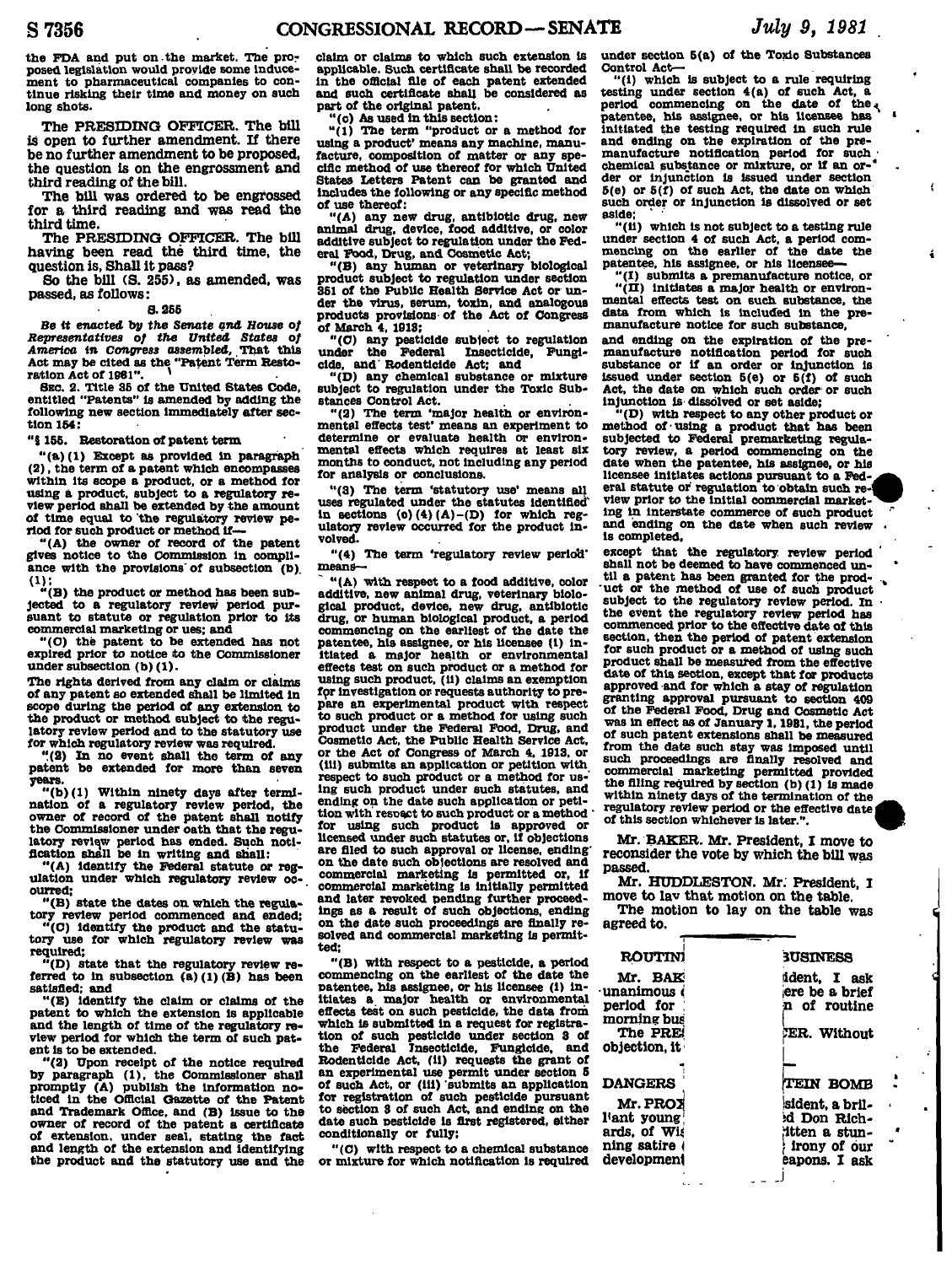the FDA and put on the market. The proposed legislation would provide some inducement to pharmaceutical companies to continue risking their time and money on such long shots.

The PRESIDING OFFICER. The bill is open to further amendment. If there be no further amendment to be proposed, the question is on the engrossment and third reading of the bill.

The bill was ordered to be engrossed for a third reading and was read the third time.

The PRESIDING OFFICER. The bill having been read the third time, the question is, Shall it pass?

So the bill (S. 255), as amended, was passed, as follows:

S. 255

*Be it enacted by the Senate and House of Representatives of the United States of America in Congress assembled,* That this Act may be cited as the "Patent Term Restoration Act of 1981".

SEC. 2. Title 35 of the United States Code, entitled "Patents" is amended by adding the following new section immediately after section 154:

"§ 155. Restoration of patent term

"(a)(1) Except as provided in paragraph (2), the term of a patent which encompasses within its scope a product, or a method for using a product, subject to a regulatory review period shall be extended by the amount of time equal to the regulatory review period for such product or method if—

"(A) the owner of record of the patent gives notice to the Commission in compliance with the provisions of subsection (b)(1);

"(B) the product or method has been subjected to a regulatory review period pursuant to statute or regulation prior to its commercial marketing or use; and

"(C) the patent to be extended has not expired prior to notice to the Commissioner under subsection (b)(1).

The rights derived from any claim or claims of any patent so extended shall be limited in scope during the period of any extension to the product or method subject to the regulatory review period and to the statutory use for which regulatory review was required.

"(2) In no event shall the term of any patent be extended for more than seven years.

"(b)(1) Within ninety days after termination of a regulatory review period, the owner of record of the patent shall notify the Commissioner under oath that the regulatory review period has ended. Such notification shall be in writing and shall:

"(A) identify the Federal statute or regulation under which regulatory review occurred;

"(B) state the dates on which the regulatory review period commenced and ended;

"(C) identify the product and the statutory use for which regulatory review was required;

"(D) state that the regulatory review referred to in subsection (a)(1)(B) has been satisfied; and

"(E) identify the claim or claims of the patent to which the extension is applicable and the length of time of the regulatory review period for which the term of such patent is to be extended.

"(2) Upon receipt of the notice required by paragraph (1), the Commissioner shall promptly (A) publish the information noticed in the Official Gazette of the Patent and Trademark Office, and (B) issue to the owner of record of the patent a certificate of extension, under seal, stating the fact and length of the extension and identifying the product and the statutory use and the claim or claims to which such extension is applicable. Such certificate shall be recorded in the official file of each patent extended and such certificate shall be considered as part of the original patent.

"(c) As used in this section:

"(1) The term "product or a method for using a product' means any machine, manufacture, composition of matter or any specific method of use thereof for which United States Letters Patent can be granted and includes the following or any specific method of use thereof:

"(A) any new drug, antibiotic drug, new animal drug, device, food additive, or color additive subject to regulation under the Federal Food, Drug, and Cosmetic Act;

"(B) any human or veterinary biological product subject to regulation under section 351 of the Public Health Service Act or under the virus, serum, toxin, and analogous products provisions of the Act of Congress of March 4, 1913;

"(C) any pesticide subject to regulation under the Federal Insecticide, Fungicide, and Rodenticide Act; and

"(D) any chemical substance or mixture subject to regulation under the Toxic Substances Control Act.

"(2) The term 'major health or environmental effects test' means an experiment to determine or evaluate health or environmental effects which requires at least six months to conduct, not including any period for analysis or conclusions.

"(3) The term 'statutory use' means all uses regulated under the statutes identified in sections (c)(4)(A)-(D) for which regulatory review occurred for the product involved.

"(4) The term 'regulatory review period' means—

"(A) with respect to a food additive, color additive, new animal drug, veterinary biological product, device, new drug, antibiotic drug, or human biological product, a period commencing on the earliest of the date the patentee, his assignee, or his licensee (i) initiated a major health or environmental effects test on such product or a method for using such product, (ii) claims an exemption for investigation or requests authority to prepare an experimental product with respect to such product or a method for using such product under the Federal Food, Drug, and Cosmetic Act, the Public Health Service Act, or the Act of Congress of March 4, 1913, or (iii) submits an application or petition with respect to such product or a method for using such product under such statutes, and ending on the date such application or petition with respect to such product or a method for using such product is approved or licensed under such statutes or, if objections are filed to such approval or license, ending on the date such objections are resolved and commercial marketing is permitted or, if commercial marketing is initially permitted and later revoked pending further proceedings as a result of such objections, ending on the date such proceedings are finally resolved and commercial marketing is permitted;

"(B) with respect to a pesticide, a period commencing on the earliest of the date the patentee, his assignee, or his licensee (i) initiates a major health or environmental effects test on such pesticide, the data from which is submitted in a request for registration of such pesticide under section 3 of the Federal Insecticide, Fungicide, and Rodenticide Act, (ii) requests the grant of an experimental use permit under section 5 of such Act, or (iii) submits an application for registration of such pesticide pursuant to section 3 of such Act, and ending on the date such pesticide is first registered, either conditionally or fully;

"(C) with respect to a chemical substance or mixture for which notification is required under section 5(a) of the Toxic Substances Control Act—

"(i) which is subject to a rule requiring testing under section 4(a) of such Act, a period commencing on the date of the patentee, his assignee, or his licensee has initiated the testing required in such rule and ending on the expiration of the premanufacture notification period for such chemical substance or mixture, or if an order or injunction is issued under section 5(e) or 5(f) of such Act, the date on which such order or injunction is dissolved or set aside;

"(ii) which is not subject to a testing rule under section 4 of such Act, a period commencing on the earlier of the date the patentee, his assignee, or his licensee—

"(I) submits a premanufacture notice, or

"(II) initiates a major health or environmental effects test on such substance, the data from which is included in the premanufacture notice for such substance,

and ending on the expiration of the premanufacture notification period for such substance or if an order or injunction is issued under section 5(e) or 5(f) of such Act, the date on which such order or such injunction is dissolved or set aside;

"(D) with respect to any other product or method of using a product that has been subjected to Federal premarketing regulatory review, a period commencing on the date when the patentee, his assignee, or his licensee initiates actions pursuant to a Federal statute or regulation to obtain such review prior to the initial commercial marketing in interstate commerce of such product and ending on the date when such review is completed,

except that the regulatory review period shall not be deemed to have commenced until a patent has been granted for the product or the method of use of such product subject to the regulatory review period. In the event the regulatory review period has commenced prior to the effective date of this section, then the period of patent extension for such product or a method of using such product shall be measured from the effective date of this section, except that for products approved and for which a stay of regulation granting approval pursuant to section 409 of the Federal Food, Drug and Cosmetic Act was in effect as of January 1, 1981, the period of such patent extensions shall be measured from the date such stay was imposed until such proceedings are finally resolved and commercial marketing permitted provided the filing required by section (b)(1) is made within ninety days of the termination of the regulatory review period or the effective date of this section whichever is later.".

Mr. BAKER. Mr. President, I move to reconsider the vote by which the bill was passed.

Mr. HUDDLESTON. Mr. President, I move to lay that motion on the table.

The motion to lay on the table was agreed to.

## ROUTIN[E] [B]USINESS

Mr. BAK[ER] [Mr. Pres]ident, I ask unanimous [consent that th]ere be a brief period for [the transactio]n of routine morning bus[iness].

The PRE[SIDING OFFIC]ER. Without objection, it [is so ordered].

## DANGERS [OF THE NEUTRON/EINS]TEIN BOMB

Mr. PROX[MIRE. Mr. Pre]sident, a brilliant young [writer name]d Don Richards, of Wis[consin, has wr]itten a stunning satire [on the] irony of our development [of nuclear w]eapons. I ask